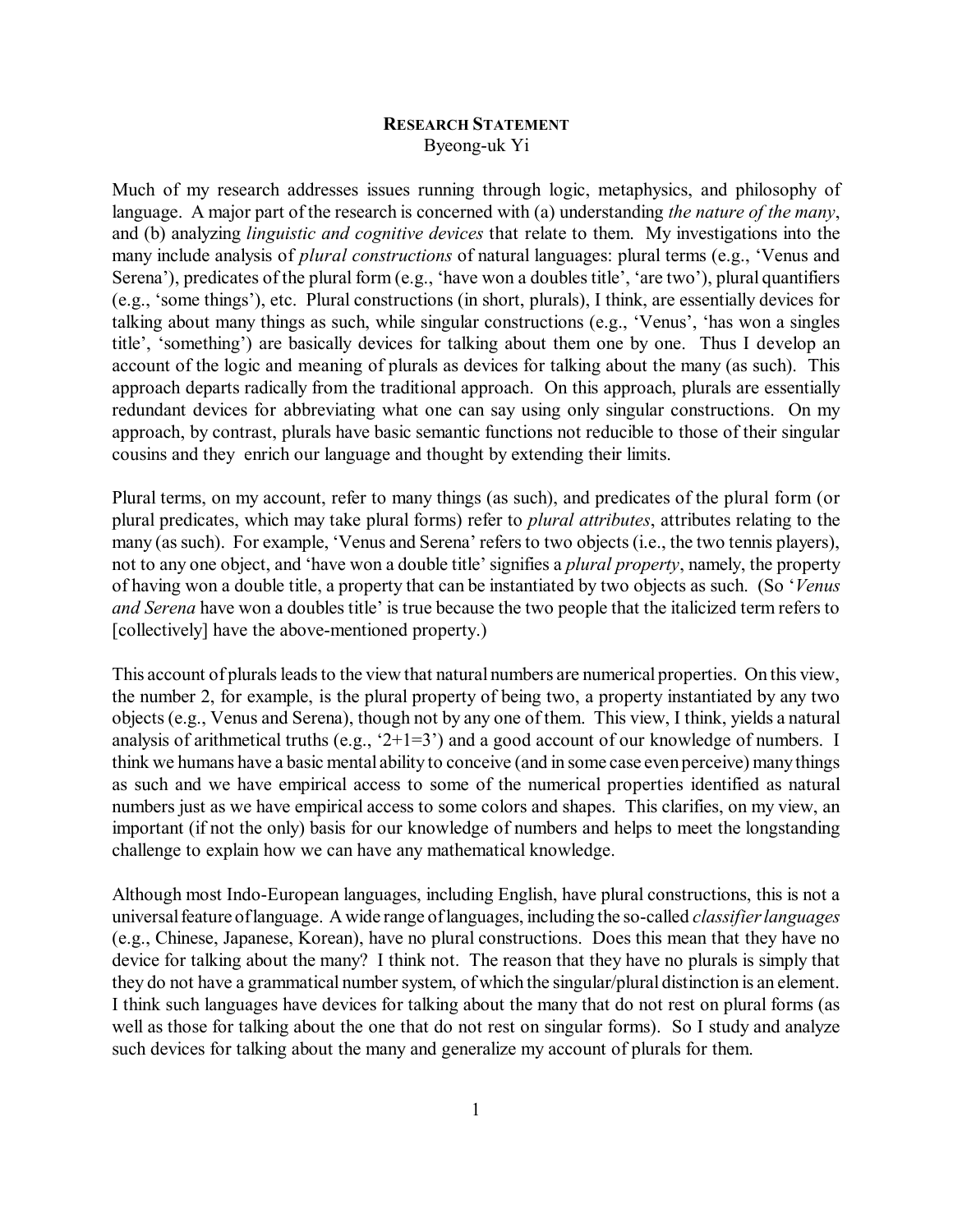**RESEARCH STATEMENT**
Byeong-uk Yi

Much of my research addresses issues running through logic, metaphysics, and philosophy of language. A major part of the research is concerned with (a) understanding *the nature of the many*, and (b) analyzing *linguistic and cognitive devices* that relate to them. My investigations into the many include analysis of *plural constructions* of natural languages: plural terms (e.g., 'Venus and Serena'), predicates of the plural form (e.g., 'have won a doubles title', 'are two'), plural quantifiers (e.g., 'some things'), etc. Plural constructions (in short, plurals), I think, are essentially devices for talking about many things as such, while singular constructions (e.g., 'Venus', 'has won a singles title', 'something') are basically devices for talking about them one by one. Thus I develop an account of the logic and meaning of plurals as devices for talking about the many (as such). This approach departs radically from the traditional approach. On this approach, plurals are essentially redundant devices for abbreviating what one can say using only singular constructions. On my approach, by contrast, plurals have basic semantic functions not reducible to those of their singular cousins and they enrich our language and thought by extending their limits.

Plural terms, on my account, refer to many things (as such), and predicates of the plural form (or plural predicates, which may take plural forms) refer to *plural attributes*, attributes relating to the many (as such). For example, 'Venus and Serena' refers to two objects (i.e., the two tennis players), not to any one object, and 'have won a double title' signifies a *plural property*, namely, the property of having won a double title, a property that can be instantiated by two objects as such. (So '*Venus and Serena* have won a doubles title' is true because the two people that the italicized term refers to [collectively] have the above-mentioned property.)

This account of plurals leads to the view that natural numbers are numerical properties. On this view, the number 2, for example, is the plural property of being two, a property instantiated by any two objects (e.g., Venus and Serena), though not by any one of them. This view, I think, yields a natural analysis of arithmetical truths (e.g., '2+1=3') and a good account of our knowledge of numbers. I think we humans have a basic mental ability to conceive (and in some case even perceive) many things as such and we have empirical access to some of the numerical properties identified as natural numbers just as we have empirical access to some colors and shapes. This clarifies, on my view, an important (if not the only) basis for our knowledge of numbers and helps to meet the longstanding challenge to explain how we can have any mathematical knowledge.

Although most Indo-European languages, including English, have plural constructions, this is not a universal feature of language. A wide range of languages, including the so-called *classifier languages* (e.g., Chinese, Japanese, Korean), have no plural constructions. Does this mean that they have no device for talking about the many? I think not. The reason that they have no plurals is simply that they do not have a grammatical number system, of which the singular/plural distinction is an element. I think such languages have devices for talking about the many that do not rest on plural forms (as well as those for talking about the one that do not rest on singular forms). So I study and analyze such devices for talking about the many and generalize my account of plurals for them.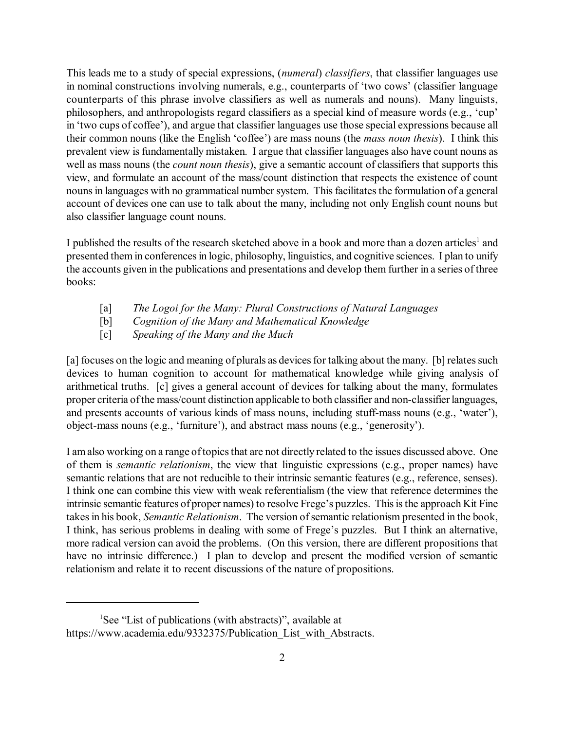This leads me to a study of special expressions, (*numeral*) *classifiers*, that classifier languages use in nominal constructions involving numerals, e.g., counterparts of 'two cows' (classifier language counterparts of this phrase involve classifiers as well as numerals and nouns). Many linguists, philosophers, and anthropologists regard classifiers as a special kind of measure words (e.g., 'cup' in 'two cups of coffee'), and argue that classifier languages use those special expressions because all their common nouns (like the English 'coffee') are mass nouns (the *mass noun thesis*). I think this prevalent view is fundamentally mistaken. I argue that classifier languages also have count nouns as well as mass nouns (the *count noun thesis*), give a semantic account of classifiers that supports this view, and formulate an account of the mass/count distinction that respects the existence of count nouns in languages with no grammatical number system. This facilitates the formulation of a general account of devices one can use to talk about the many, including not only English count nouns but also classifier language count nouns.

I published the results of the research sketched above in a book and more than a dozen articles[1] and presented them in conferences in logic, philosophy, linguistics, and cognitive sciences. I plan to unify the accounts given in the publications and presentations and develop them further in a series of three books:

[a] *The Logoi for the Many: Plural Constructions of Natural Languages*
[b] *Cognition of the Many and Mathematical Knowledge*
[c] *Speaking of the Many and the Much*

[a] focuses on the logic and meaning of plurals as devices for talking about the many. [b] relates such devices to human cognition to account for mathematical knowledge while giving analysis of arithmetical truths. [c] gives a general account of devices for talking about the many, formulates proper criteria of the mass/count distinction applicable to both classifier and non-classifier languages, and presents accounts of various kinds of mass nouns, including stuff-mass nouns (e.g., 'water'), object-mass nouns (e.g., 'furniture'), and abstract mass nouns (e.g., 'generosity').

I am also working on a range of topics that are not directly related to the issues discussed above. One of them is *semantic relationism*, the view that linguistic expressions (e.g., proper names) have semantic relations that are not reducible to their intrinsic semantic features (e.g., reference, senses). I think one can combine this view with weak referentialism (the view that reference determines the intrinsic semantic features of proper names) to resolve Frege's puzzles. This is the approach Kit Fine takes in his book, *Semantic Relationism*. The version of semantic relationism presented in the book, I think, has serious problems in dealing with some of Frege's puzzles. But I think an alternative, more radical version can avoid the problems. (On this version, there are different propositions that have no intrinsic difference.) I plan to develop and present the modified version of semantic relationism and relate it to recent discussions of the nature of propositions.

---

[1] See "List of publications (with abstracts)", available at https://www.academia.edu/9332375/Publication_List_with_Abstracts.